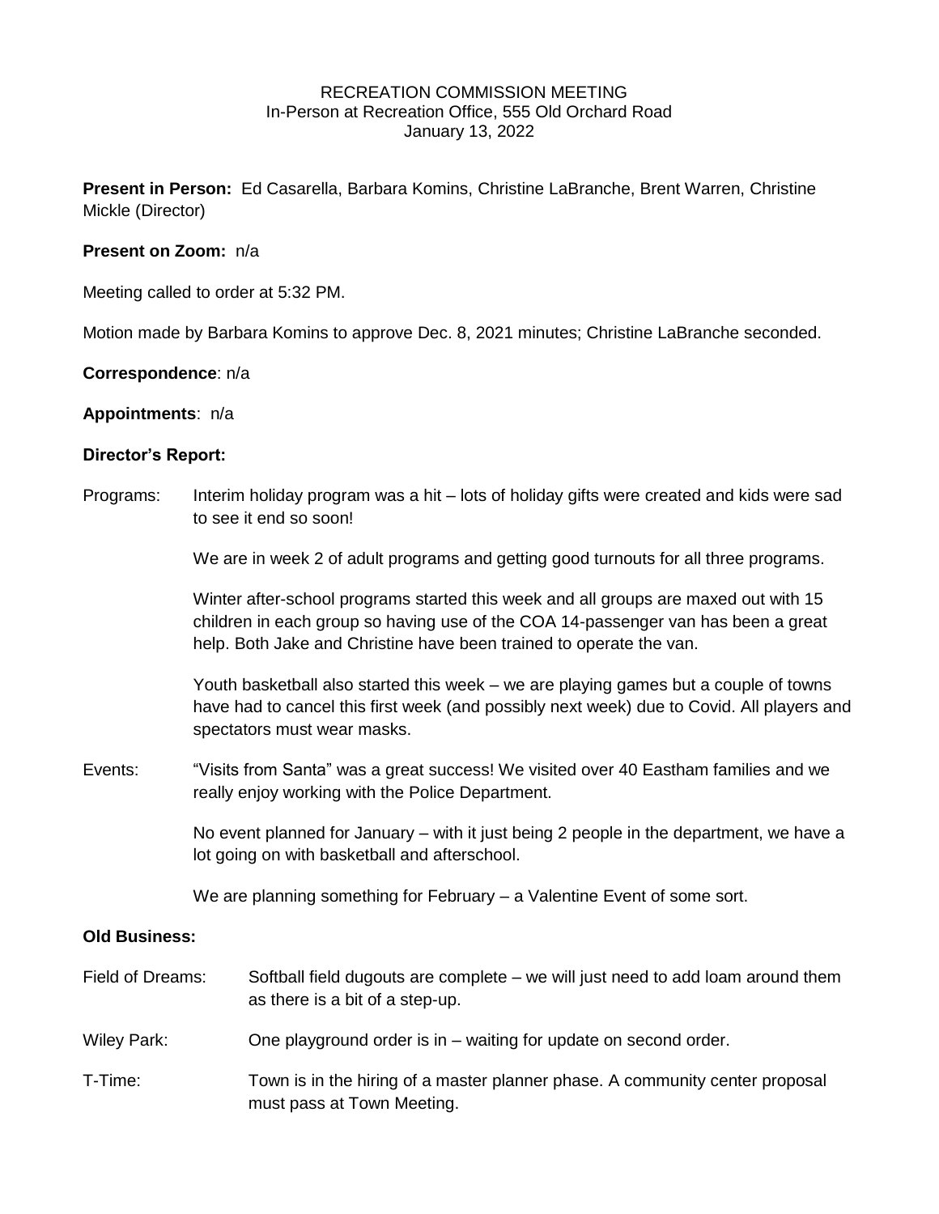RECREATION COMMISSION MEETING
In-Person at Recreation Office, 555 Old Orchard Road
January 13, 2022

**Present in Person:** Ed Casarella, Barbara Komins, Christine LaBranche, Brent Warren, Christine Mickle (Director)

**Present on Zoom:** n/a

Meeting called to order at 5:32 PM.

Motion made by Barbara Komins to approve Dec. 8, 2021 minutes; Christine LaBranche seconded.

**Correspondence**: n/a

**Appointments**: n/a

**Director's Report:**

Programs: Interim holiday program was a hit – lots of holiday gifts were created and kids were sad to see it end so soon!

We are in week 2 of adult programs and getting good turnouts for all three programs.

Winter after-school programs started this week and all groups are maxed out with 15 children in each group so having use of the COA 14-passenger van has been a great help. Both Jake and Christine have been trained to operate the van.

Youth basketball also started this week – we are playing games but a couple of towns have had to cancel this first week (and possibly next week) due to Covid. All players and spectators must wear masks.

Events: "Visits from Santa" was a great success! We visited over 40 Eastham families and we really enjoy working with the Police Department.

No event planned for January – with it just being 2 people in the department, we have a lot going on with basketball and afterschool.

We are planning something for February – a Valentine Event of some sort.

**Old Business:**

Field of Dreams: Softball field dugouts are complete – we will just need to add loam around them as there is a bit of a step-up.

Wiley Park: One playground order is in – waiting for update on second order.

T-Time: Town is in the hiring of a master planner phase. A community center proposal must pass at Town Meeting.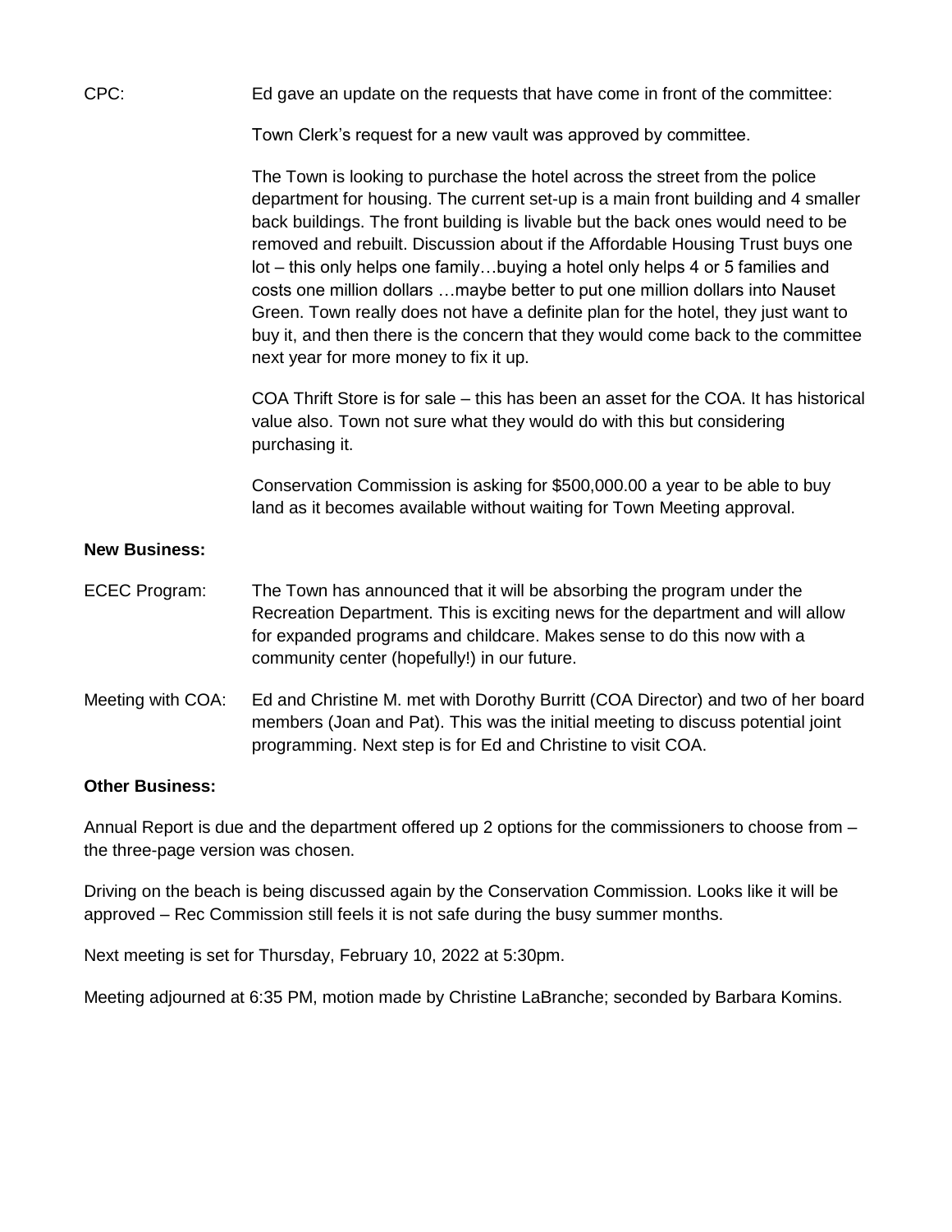CPC: Ed gave an update on the requests that have come in front of the committee:

Town Clerk's request for a new vault was approved by committee.

The Town is looking to purchase the hotel across the street from the police department for housing. The current set-up is a main front building and 4 smaller back buildings. The front building is livable but the back ones would need to be removed and rebuilt. Discussion about if the Affordable Housing Trust buys one lot – this only helps one family…buying a hotel only helps 4 or 5 families and costs one million dollars …maybe better to put one million dollars into Nauset Green. Town really does not have a definite plan for the hotel, they just want to buy it, and then there is the concern that they would come back to the committee next year for more money to fix it up.

COA Thrift Store is for sale – this has been an asset for the COA. It has historical value also. Town not sure what they would do with this but considering purchasing it.

Conservation Commission is asking for $500,000.00 a year to be able to buy land as it becomes available without waiting for Town Meeting approval.

**New Business:**

ECEC Program: The Town has announced that it will be absorbing the program under the Recreation Department. This is exciting news for the department and will allow for expanded programs and childcare. Makes sense to do this now with a community center (hopefully!) in our future.

Meeting with COA: Ed and Christine M. met with Dorothy Burritt (COA Director) and two of her board members (Joan and Pat). This was the initial meeting to discuss potential joint programming. Next step is for Ed and Christine to visit COA.

**Other Business:**

Annual Report is due and the department offered up 2 options for the commissioners to choose from – the three-page version was chosen.

Driving on the beach is being discussed again by the Conservation Commission. Looks like it will be approved – Rec Commission still feels it is not safe during the busy summer months.

Next meeting is set for Thursday, February 10, 2022 at 5:30pm.

Meeting adjourned at 6:35 PM, motion made by Christine LaBranche; seconded by Barbara Komins.